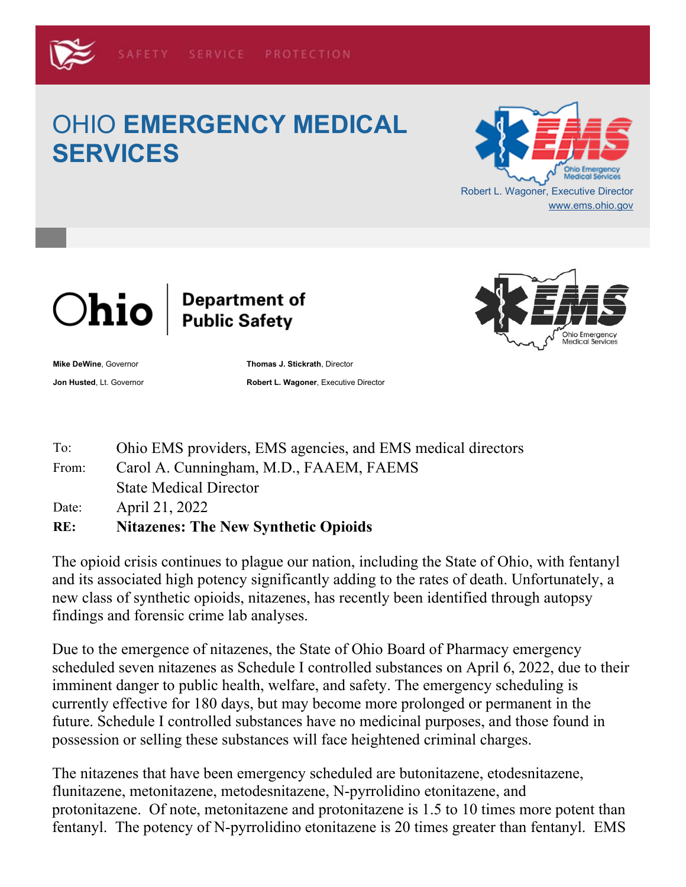SAFETY SERVICE PROTECTION

# OHIO **EMERGENCY MEDICAL SERVICES**

Robert L. Wagoner, Executive Director
www.ems.ohio.gov

**Ohio | Department of Public Safety**

**Mike DeWine**, Governor
**Jon Husted**, Lt. Governor

**Thomas J. Stickrath**, Director
**Robert L. Wagoner**, Executive Director

To: Ohio EMS providers, EMS agencies, and EMS medical directors
From: Carol A. Cunningham, M.D., FAAEM, FAEMS
State Medical Director
Date: April 21, 2022
**RE: Nitazenes: The New Synthetic Opioids**

The opioid crisis continues to plague our nation, including the State of Ohio, with fentanyl and its associated high potency significantly adding to the rates of death. Unfortunately, a new class of synthetic opioids, nitazenes, has recently been identified through autopsy findings and forensic crime lab analyses.

Due to the emergence of nitazenes, the State of Ohio Board of Pharmacy emergency scheduled seven nitazenes as Schedule I controlled substances on April 6, 2022, due to their imminent danger to public health, welfare, and safety. The emergency scheduling is currently effective for 180 days, but may become more prolonged or permanent in the future. Schedule I controlled substances have no medicinal purposes, and those found in possession or selling these substances will face heightened criminal charges.

The nitazenes that have been emergency scheduled are butonitazene, etodesnitazene, flunitazene, metonitazene, metodesnitazene, N-pyrrolidino etonitazene, and protonitazene. Of note, metonitazene and protonitazene is 1.5 to 10 times more potent than fentanyl. The potency of N-pyrrolidino etonitazene is 20 times greater than fentanyl. EMS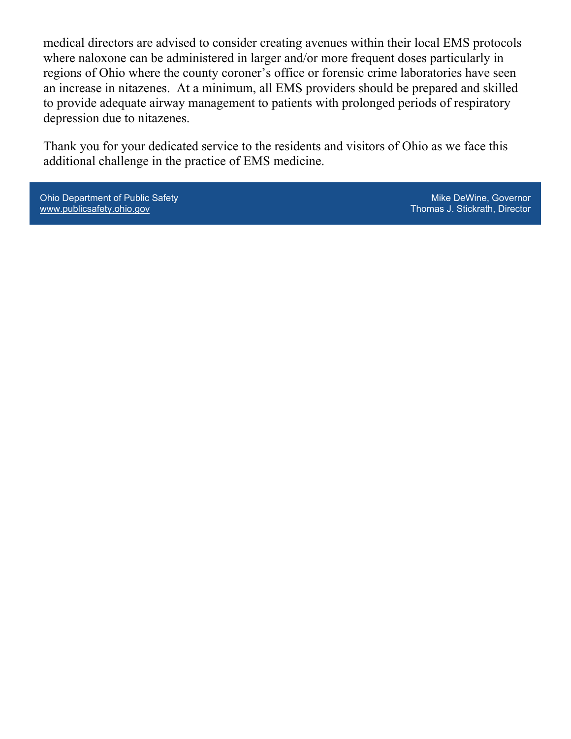medical directors are advised to consider creating avenues within their local EMS protocols where naloxone can be administered in larger and/or more frequent doses particularly in regions of Ohio where the county coroner's office or forensic crime laboratories have seen an increase in nitazenes. At a minimum, all EMS providers should be prepared and skilled to provide adequate airway management to patients with prolonged periods of respiratory depression due to nitazenes.

Thank you for your dedicated service to the residents and visitors of Ohio as we face this additional challenge in the practice of EMS medicine.

Ohio Department of Public Safety
www.publicsafety.ohio.gov

Mike DeWine, Governor
Thomas J. Stickrath, Director